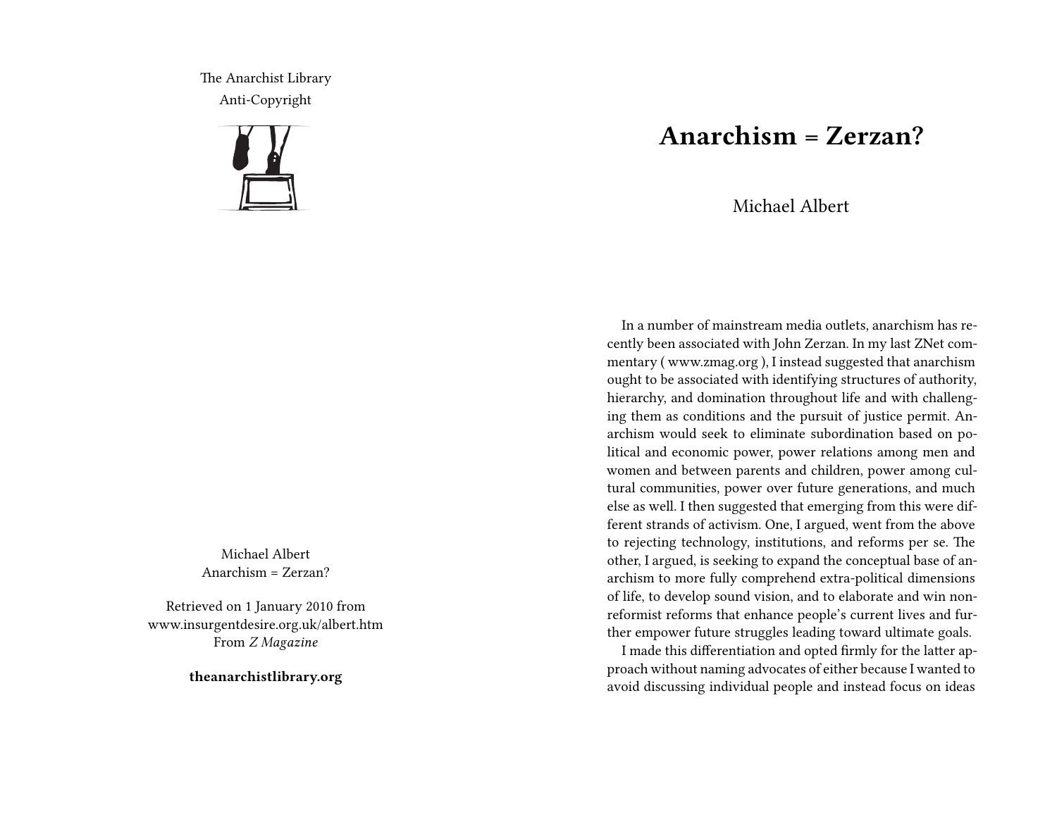The Anarchist Library
Anti-Copyright

Michael Albert
Anarchism = Zerzan?

Retrieved on 1 January 2010 from www.insurgentdesire.org.uk/albert.htm
From *Z Magazine*

**theanarchistlibrary.org**

# Anarchism = Zerzan?

Michael Albert

In a number of mainstream media outlets, anarchism has recently been associated with John Zerzan. In my last ZNet commentary ( www.zmag.org ), I instead suggested that anarchism ought to be associated with identifying structures of authority, hierarchy, and domination throughout life and with challenging them as conditions and the pursuit of justice permit. Anarchism would seek to eliminate subordination based on political and economic power, power relations among men and women and between parents and children, power among cultural communities, power over future generations, and much else as well. I then suggested that emerging from this were different strands of activism. One, I argued, went from the above to rejecting technology, institutions, and reforms per se. The other, I argued, is seeking to expand the conceptual base of anarchism to more fully comprehend extra-political dimensions of life, to develop sound vision, and to elaborate and win non-reformist reforms that enhance people's current lives and further empower future struggles leading toward ultimate goals.

I made this differentiation and opted firmly for the latter approach without naming advocates of either because I wanted to avoid discussing individual people and instead focus on ideas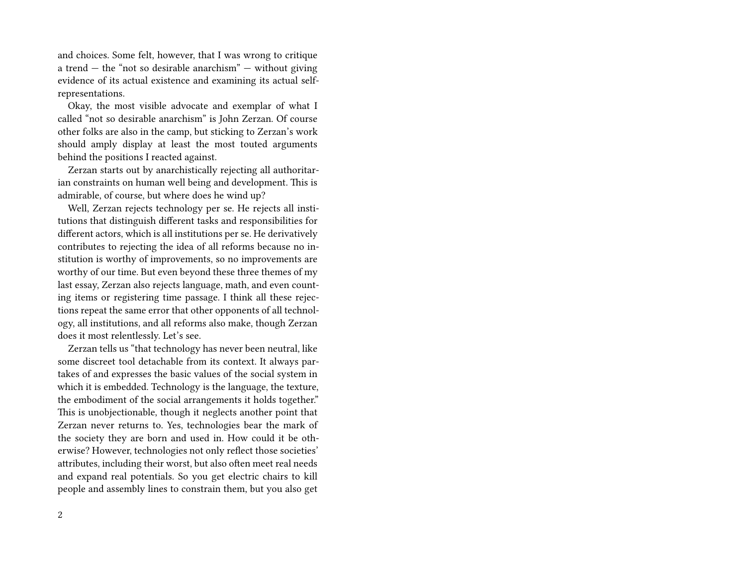and choices. Some felt, however, that I was wrong to critique a trend — the "not so desirable anarchism" — without giving evidence of its actual existence and examining its actual self-representations.

Okay, the most visible advocate and exemplar of what I called "not so desirable anarchism" is John Zerzan. Of course other folks are also in the camp, but sticking to Zerzan's work should amply display at least the most touted arguments behind the positions I reacted against.

Zerzan starts out by anarchistically rejecting all authoritarian constraints on human well being and development. This is admirable, of course, but where does he wind up?

Well, Zerzan rejects technology per se. He rejects all institutions that distinguish different tasks and responsibilities for different actors, which is all institutions per se. He derivatively contributes to rejecting the idea of all reforms because no institution is worthy of improvements, so no improvements are worthy of our time. But even beyond these three themes of my last essay, Zerzan also rejects language, math, and even counting items or registering time passage. I think all these rejections repeat the same error that other opponents of all technology, all institutions, and all reforms also make, though Zerzan does it most relentlessly. Let's see.

Zerzan tells us "that technology has never been neutral, like some discreet tool detachable from its context. It always partakes of and expresses the basic values of the social system in which it is embedded. Technology is the language, the texture, the embodiment of the social arrangements it holds together." This is unobjectionable, though it neglects another point that Zerzan never returns to. Yes, technologies bear the mark of the society they are born and used in. How could it be otherwise? However, technologies not only reflect those societies' attributes, including their worst, but also often meet real needs and expand real potentials. So you get electric chairs to kill people and assembly lines to constrain them, but you also get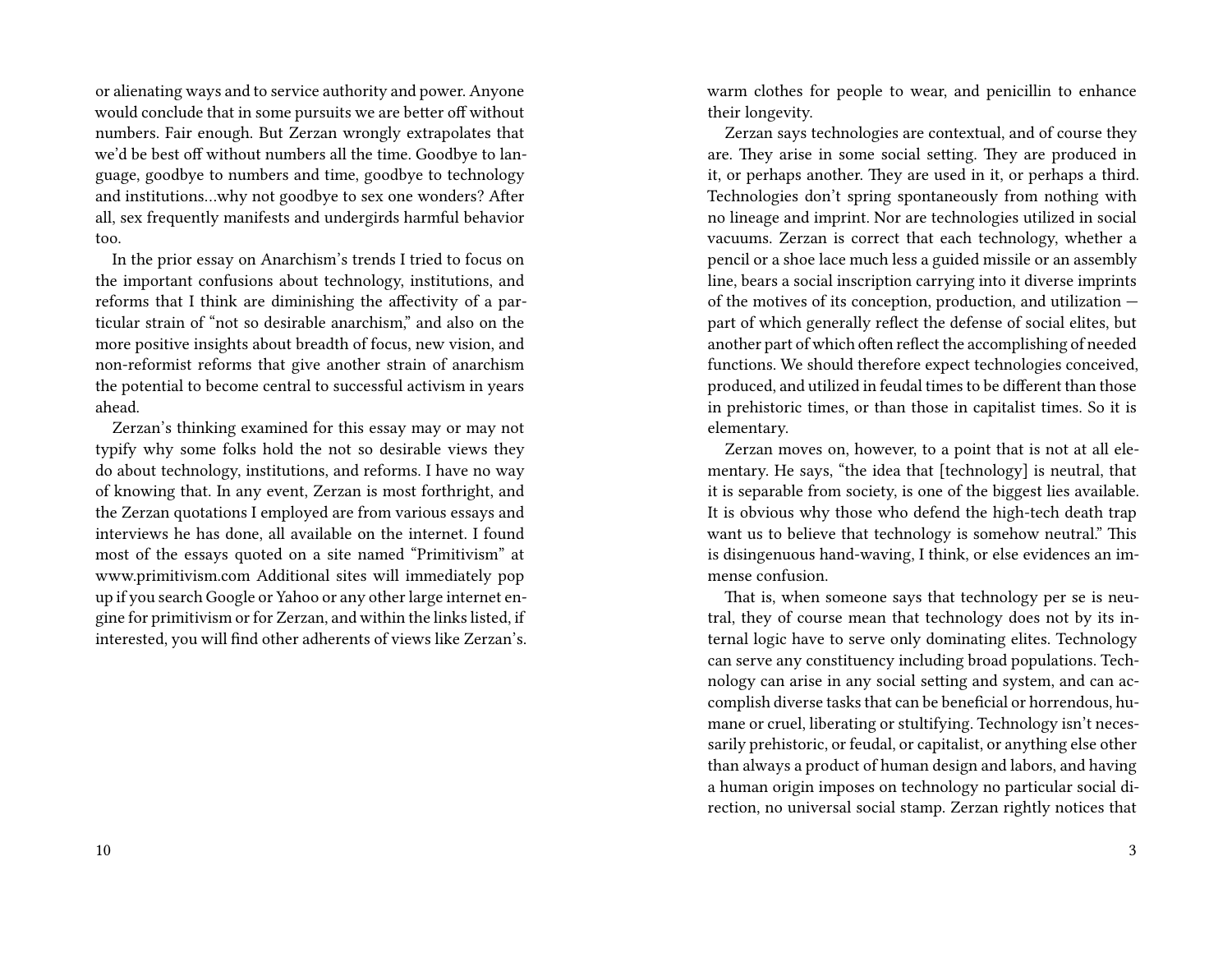or alienating ways and to service authority and power. Anyone would conclude that in some pursuits we are better off without numbers. Fair enough. But Zerzan wrongly extrapolates that we'd be best off without numbers all the time. Goodbye to language, goodbye to numbers and time, goodbye to technology and institutions…why not goodbye to sex one wonders? After all, sex frequently manifests and undergirds harmful behavior too.

In the prior essay on Anarchism's trends I tried to focus on the important confusions about technology, institutions, and reforms that I think are diminishing the affectivity of a particular strain of "not so desirable anarchism," and also on the more positive insights about breadth of focus, new vision, and non-reformist reforms that give another strain of anarchism the potential to become central to successful activism in years ahead.

Zerzan's thinking examined for this essay may or may not typify why some folks hold the not so desirable views they do about technology, institutions, and reforms. I have no way of knowing that. In any event, Zerzan is most forthright, and the Zerzan quotations I employed are from various essays and interviews he has done, all available on the internet. I found most of the essays quoted on a site named "Primitivism" at www.primitivism.com Additional sites will immediately pop up if you search Google or Yahoo or any other large internet engine for primitivism or for Zerzan, and within the links listed, if interested, you will find other adherents of views like Zerzan's.

warm clothes for people to wear, and penicillin to enhance their longevity.

Zerzan says technologies are contextual, and of course they are. They arise in some social setting. They are produced in it, or perhaps another. They are used in it, or perhaps a third. Technologies don't spring spontaneously from nothing with no lineage and imprint. Nor are technologies utilized in social vacuums. Zerzan is correct that each technology, whether a pencil or a shoe lace much less a guided missile or an assembly line, bears a social inscription carrying into it diverse imprints of the motives of its conception, production, and utilization — part of which generally reflect the defense of social elites, but another part of which often reflect the accomplishing of needed functions. We should therefore expect technologies conceived, produced, and utilized in feudal times to be different than those in prehistoric times, or than those in capitalist times. So it is elementary.

Zerzan moves on, however, to a point that is not at all elementary. He says, "the idea that [technology] is neutral, that it is separable from society, is one of the biggest lies available. It is obvious why those who defend the high-tech death trap want us to believe that technology is somehow neutral." This is disingenuous hand-waving, I think, or else evidences an immense confusion.

That is, when someone says that technology per se is neutral, they of course mean that technology does not by its internal logic have to serve only dominating elites. Technology can serve any constituency including broad populations. Technology can arise in any social setting and system, and can accomplish diverse tasks that can be beneficial or horrendous, humane or cruel, liberating or stultifying. Technology isn't necessarily prehistoric, or feudal, or capitalist, or anything else other than always a product of human design and labors, and having a human origin imposes on technology no particular social direction, no universal social stamp. Zerzan rightly notices that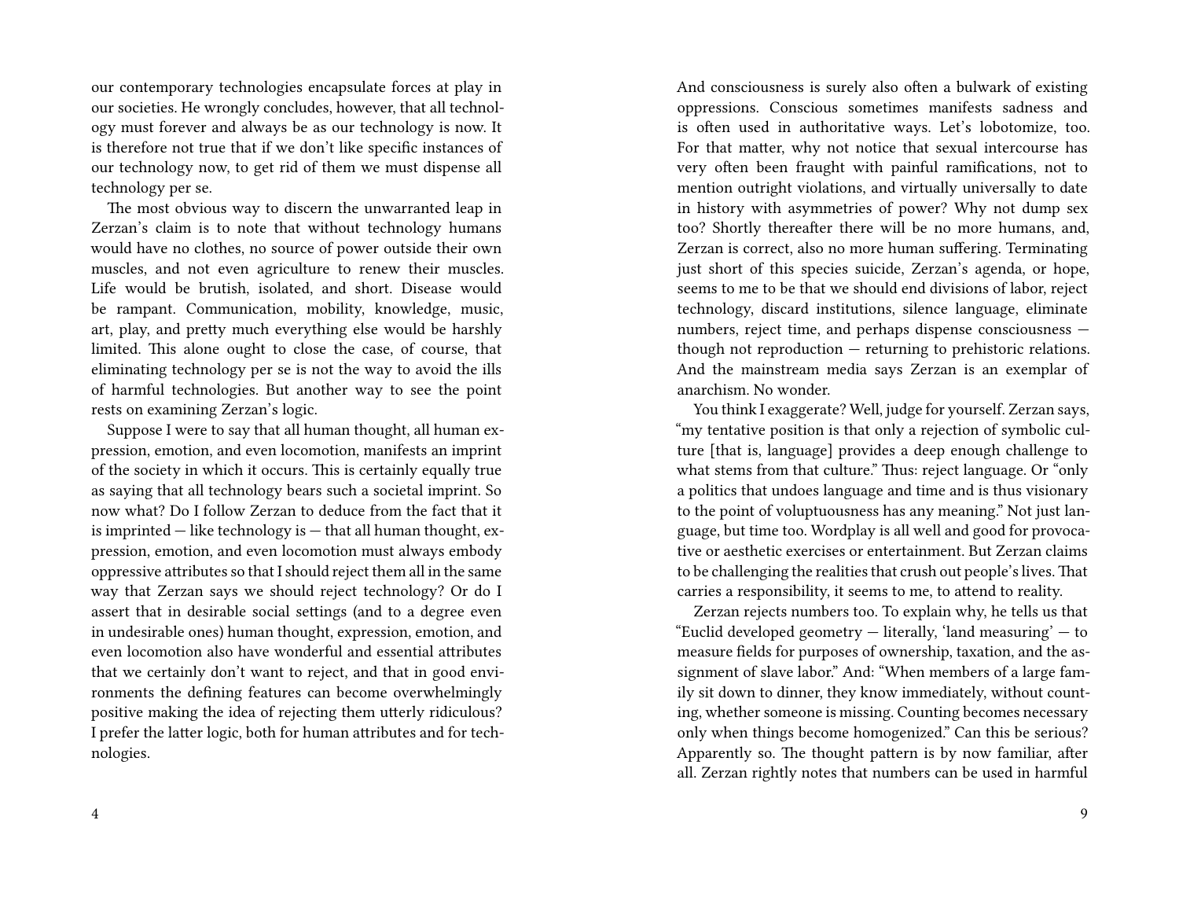our contemporary technologies encapsulate forces at play in our societies. He wrongly concludes, however, that all technology must forever and always be as our technology is now. It is therefore not true that if we don't like specific instances of our technology now, to get rid of them we must dispense all technology per se.

The most obvious way to discern the unwarranted leap in Zerzan's claim is to note that without technology humans would have no clothes, no source of power outside their own muscles, and not even agriculture to renew their muscles. Life would be brutish, isolated, and short. Disease would be rampant. Communication, mobility, knowledge, music, art, play, and pretty much everything else would be harshly limited. This alone ought to close the case, of course, that eliminating technology per se is not the way to avoid the ills of harmful technologies. But another way to see the point rests on examining Zerzan's logic.

Suppose I were to say that all human thought, all human expression, emotion, and even locomotion, manifests an imprint of the society in which it occurs. This is certainly equally true as saying that all technology bears such a societal imprint. So now what? Do I follow Zerzan to deduce from the fact that it is imprinted — like technology is — that all human thought, expression, emotion, and even locomotion must always embody oppressive attributes so that I should reject them all in the same way that Zerzan says we should reject technology? Or do I assert that in desirable social settings (and to a degree even in undesirable ones) human thought, expression, emotion, and even locomotion also have wonderful and essential attributes that we certainly don't want to reject, and that in good environments the defining features can become overwhelmingly positive making the idea of rejecting them utterly ridiculous? I prefer the latter logic, both for human attributes and for technologies.

And consciousness is surely also often a bulwark of existing oppressions. Conscious sometimes manifests sadness and is often used in authoritative ways. Let's lobotomize, too. For that matter, why not notice that sexual intercourse has very often been fraught with painful ramifications, not to mention outright violations, and virtually universally to date in history with asymmetries of power? Why not dump sex too? Shortly thereafter there will be no more humans, and, Zerzan is correct, also no more human suffering. Terminating just short of this species suicide, Zerzan's agenda, or hope, seems to me to be that we should end divisions of labor, reject technology, discard institutions, silence language, eliminate numbers, reject time, and perhaps dispense consciousness — though not reproduction — returning to prehistoric relations. And the mainstream media says Zerzan is an exemplar of anarchism. No wonder.

You think I exaggerate? Well, judge for yourself. Zerzan says, "my tentative position is that only a rejection of symbolic culture [that is, language] provides a deep enough challenge to what stems from that culture." Thus: reject language. Or "only a politics that undoes language and time and is thus visionary to the point of voluptuousness has any meaning." Not just language, but time too. Wordplay is all well and good for provocative or aesthetic exercises or entertainment. But Zerzan claims to be challenging the realities that crush out people's lives. That carries a responsibility, it seems to me, to attend to reality.

Zerzan rejects numbers too. To explain why, he tells us that "Euclid developed geometry — literally, 'land measuring' — to measure fields for purposes of ownership, taxation, and the assignment of slave labor." And: "When members of a large family sit down to dinner, they know immediately, without counting, whether someone is missing. Counting becomes necessary only when things become homogenized." Can this be serious? Apparently so. The thought pattern is by now familiar, after all. Zerzan rightly notes that numbers can be used in harmful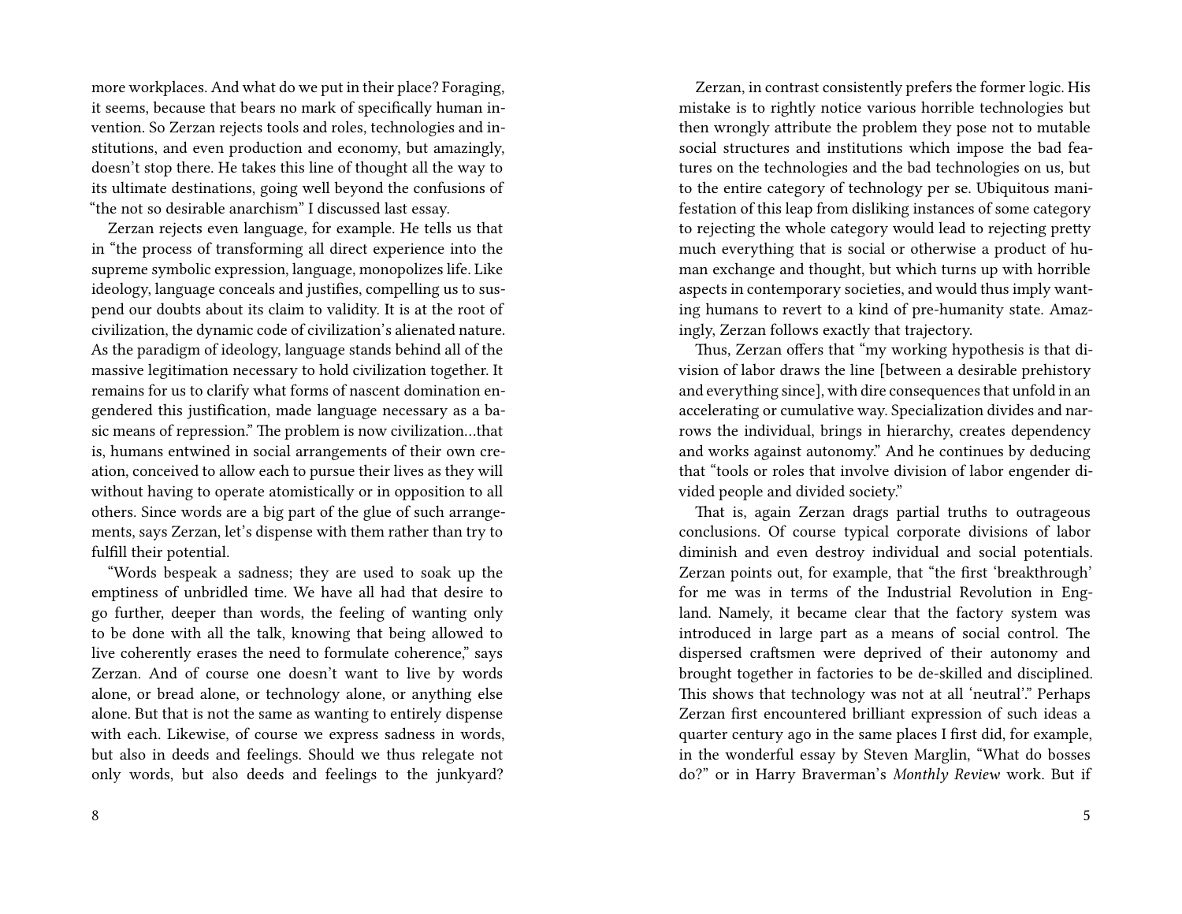more workplaces. And what do we put in their place? Foraging, it seems, because that bears no mark of specifically human invention. So Zerzan rejects tools and roles, technologies and institutions, and even production and economy, but amazingly, doesn't stop there. He takes this line of thought all the way to its ultimate destinations, going well beyond the confusions of "the not so desirable anarchism" I discussed last essay.

Zerzan rejects even language, for example. He tells us that in "the process of transforming all direct experience into the supreme symbolic expression, language, monopolizes life. Like ideology, language conceals and justifies, compelling us to suspend our doubts about its claim to validity. It is at the root of civilization, the dynamic code of civilization's alienated nature. As the paradigm of ideology, language stands behind all of the massive legitimation necessary to hold civilization together. It remains for us to clarify what forms of nascent domination engendered this justification, made language necessary as a basic means of repression." The problem is now civilization…that is, humans entwined in social arrangements of their own creation, conceived to allow each to pursue their lives as they will without having to operate atomistically or in opposition to all others. Since words are a big part of the glue of such arrangements, says Zerzan, let's dispense with them rather than try to fulfill their potential.

"Words bespeak a sadness; they are used to soak up the emptiness of unbridled time. We have all had that desire to go further, deeper than words, the feeling of wanting only to be done with all the talk, knowing that being allowed to live coherently erases the need to formulate coherence," says Zerzan. And of course one doesn't want to live by words alone, or bread alone, or technology alone, or anything else alone. But that is not the same as wanting to entirely dispense with each. Likewise, of course we express sadness in words, but also in deeds and feelings. Should we thus relegate not only words, but also deeds and feelings to the junkyard?

Zerzan, in contrast consistently prefers the former logic. His mistake is to rightly notice various horrible technologies but then wrongly attribute the problem they pose not to mutable social structures and institutions which impose the bad features on the technologies and the bad technologies on us, but to the entire category of technology per se. Ubiquitous manifestation of this leap from disliking instances of some category to rejecting the whole category would lead to rejecting pretty much everything that is social or otherwise a product of human exchange and thought, but which turns up with horrible aspects in contemporary societies, and would thus imply wanting humans to revert to a kind of pre-humanity state. Amazingly, Zerzan follows exactly that trajectory.

Thus, Zerzan offers that "my working hypothesis is that division of labor draws the line [between a desirable prehistory and everything since], with dire consequences that unfold in an accelerating or cumulative way. Specialization divides and narrows the individual, brings in hierarchy, creates dependency and works against autonomy." And he continues by deducing that "tools or roles that involve division of labor engender divided people and divided society."

That is, again Zerzan drags partial truths to outrageous conclusions. Of course typical corporate divisions of labor diminish and even destroy individual and social potentials. Zerzan points out, for example, that "the first 'breakthrough' for me was in terms of the Industrial Revolution in England. Namely, it became clear that the factory system was introduced in large part as a means of social control. The dispersed craftsmen were deprived of their autonomy and brought together in factories to be de-skilled and disciplined. This shows that technology was not at all 'neutral'." Perhaps Zerzan first encountered brilliant expression of such ideas a quarter century ago in the same places I first did, for example, in the wonderful essay by Steven Marglin, "What do bosses do?" or in Harry Braverman's *Monthly Review* work. But if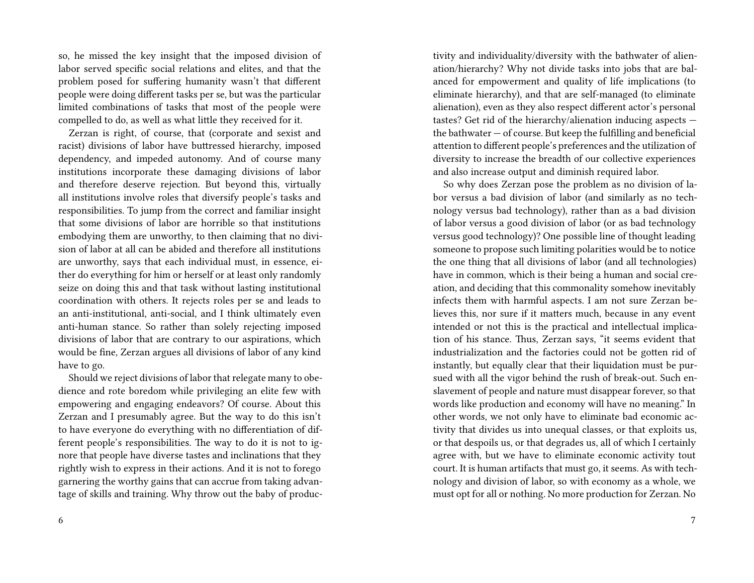so, he missed the key insight that the imposed division of labor served specific social relations and elites, and that the problem posed for suffering humanity wasn't that different people were doing different tasks per se, but was the particular limited combinations of tasks that most of the people were compelled to do, as well as what little they received for it.

Zerzan is right, of course, that (corporate and sexist and racist) divisions of labor have buttressed hierarchy, imposed dependency, and impeded autonomy. And of course many institutions incorporate these damaging divisions of labor and therefore deserve rejection. But beyond this, virtually all institutions involve roles that diversify people's tasks and responsibilities. To jump from the correct and familiar insight that some divisions of labor are horrible so that institutions embodying them are unworthy, to then claiming that no division of labor at all can be abided and therefore all institutions are unworthy, says that each individual must, in essence, either do everything for him or herself or at least only randomly seize on doing this and that task without lasting institutional coordination with others. It rejects roles per se and leads to an anti-institutional, anti-social, and I think ultimately even anti-human stance. So rather than solely rejecting imposed divisions of labor that are contrary to our aspirations, which would be fine, Zerzan argues all divisions of labor of any kind have to go.

Should we reject divisions of labor that relegate many to obedience and rote boredom while privileging an elite few with empowering and engaging endeavors? Of course. About this Zerzan and I presumably agree. But the way to do this isn't to have everyone do everything with no differentiation of different people's responsibilities. The way to do it is not to ignore that people have diverse tastes and inclinations that they rightly wish to express in their actions. And it is not to forego garnering the worthy gains that can accrue from taking advantage of skills and training. Why throw out the baby of productivity and individuality/diversity with the bathwater of alienation/hierarchy? Why not divide tasks into jobs that are balanced for empowerment and quality of life implications (to eliminate hierarchy), and that are self-managed (to eliminate alienation), even as they also respect different actor's personal tastes? Get rid of the hierarchy/alienation inducing aspects — the bathwater — of course. But keep the fulfilling and beneficial attention to different people's preferences and the utilization of diversity to increase the breadth of our collective experiences and also increase output and diminish required labor.

So why does Zerzan pose the problem as no division of labor versus a bad division of labor (and similarly as no technology versus bad technology), rather than as a bad division of labor versus a good division of labor (or as bad technology versus good technology)? One possible line of thought leading someone to propose such limiting polarities would be to notice the one thing that all divisions of labor (and all technologies) have in common, which is their being a human and social creation, and deciding that this commonality somehow inevitably infects them with harmful aspects. I am not sure Zerzan believes this, nor sure if it matters much, because in any event intended or not this is the practical and intellectual implication of his stance. Thus, Zerzan says, "it seems evident that industrialization and the factories could not be gotten rid of instantly, but equally clear that their liquidation must be pursued with all the vigor behind the rush of break-out. Such enslavement of people and nature must disappear forever, so that words like production and economy will have no meaning." In other words, we not only have to eliminate bad economic activity that divides us into unequal classes, or that exploits us, or that despoils us, or that degrades us, all of which I certainly agree with, but we have to eliminate economic activity tout court. It is human artifacts that must go, it seems. As with technology and division of labor, so with economy as a whole, we must opt for all or nothing. No more production for Zerzan. No